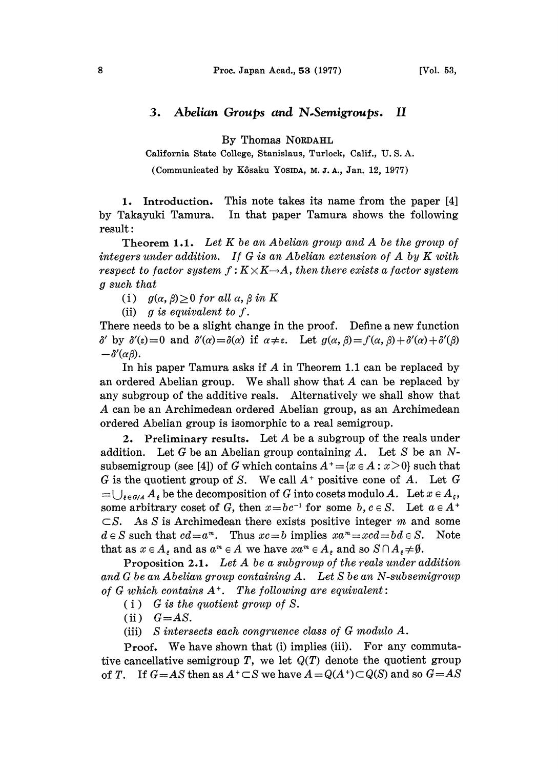# 3. *Abelian Groups and N-Semigroups. II*

By Thomas NORDAHL

California State College, Stanislaus, Turlock, Calif., U. S. A.

(Communicated by Kôsaku YOSIDA, M. J. A., Jan. 12, 1977)

**1. Introduction.** This note takes its name from the paper [4] by Takayuki Tamura. In that paper Tamura shows the following result:

**Theorem 1.1.** *Let $K$ be an Abelian group and $A$ be the group of integers under addition. If $G$ is an Abelian extension of $A$ by $K$ with respect to factor system $f: K\times K\to A$, then there exists a factor system $g$ such that*

(i) *$g(\alpha,\beta)\geq 0$ for all $\alpha$, $\beta$ in $K$*

(ii) *$g$ is equivalent to $f$.*

There needs to be a slight change in the proof. Define a new function $\delta'$ by $\delta'(\varepsilon)=0$ and $\delta'(\alpha)=\delta(\alpha)$ if $\alpha\neq\varepsilon$. Let $g(\alpha,\beta)=f(\alpha,\beta)+\delta'(\alpha)+\delta'(\beta)-\delta'(\alpha\beta)$.

In his paper Tamura asks if $A$ in Theorem 1.1 can be replaced by an ordered Abelian group. We shall show that $A$ can be replaced by any subgroup of the additive reals. Alternatively we shall show that $A$ can be an Archimedean ordered Abelian group, as an Archimedean ordered Abelian group is isomorphic to a real semigroup.

**2. Preliminary results.** Let $A$ be a subgroup of the reals under addition. Let $G$ be an Abelian group containing $A$. Let $S$ be an $N$-subsemigroup (see [4]) of $G$ which contains $A^+=\{x\in A: x>0\}$ such that $G$ is the quotient group of $S$. We call $A^+$ positive cone of $A$. Let $G=\bigcup_{\xi\in G/A}A_\xi$ be the decomposition of $G$ into cosets modulo $A$. Let $x\in A_\xi$, some arbitrary coset of $G$, then $x=bc^{-1}$ for some $b,c\in S$. Let $a\in A^+\subset S$. As $S$ is Archimedean there exists positive integer $m$ and some $d\in S$ such that $cd=a^m$. Thus $xc=b$ implies $xa^m=xcd=bd\in S$. Note that as $x\in A_\xi$ and as $a^m\in A$ we have $xa^m\in A_\xi$ and so $S\cap A_\xi\neq\emptyset$.

**Proposition 2.1.** *Let $A$ be a subgroup of the reals under addition and $G$ be an Abelian group containing $A$. Let $S$ be an $N$-subsemigroup of $G$ which contains $A^+$. The following are equivalent:*

(i) *$G$ is the quotient group of $S$.*

(ii) *$G=AS$.*

(iii) *$S$ intersects each congruence class of $G$ modulo $A$.*

*Proof.* We have shown that (i) implies (iii). For any commutative cancellative semigroup $T$, we let $Q(T)$ denote the quotient group of $T$. If $G=AS$ then as $A^+\subset S$ we have $A=Q(A^+)\subset Q(S)$ and so $G=AS$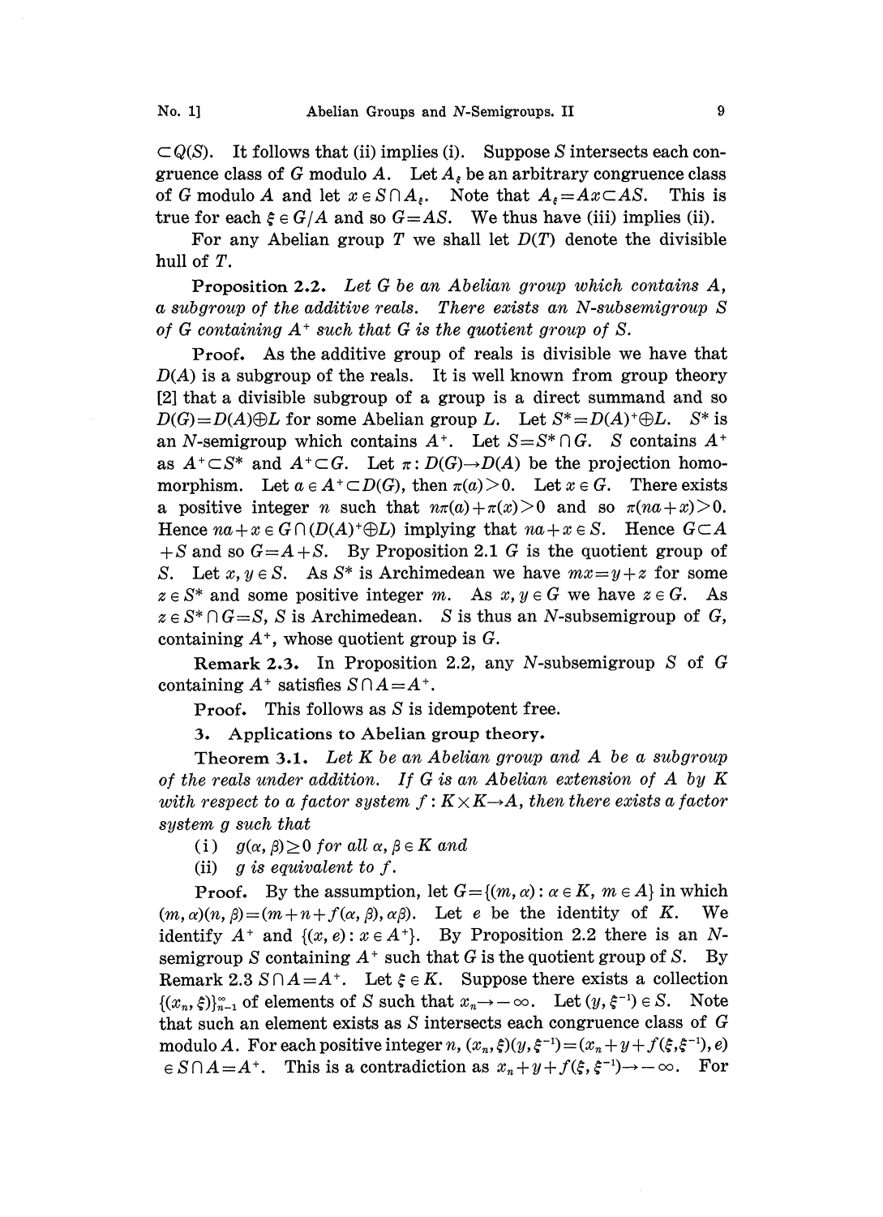$\subset Q(S)$. It follows that (ii) implies (i). Suppose $S$ intersects each congruence class of $G$ modulo $A$. Let $A_\xi$ be an arbitrary congruence class of $G$ modulo $A$ and let $x \in S \cap A_\xi$. Note that $A_\xi = Ax \subset AS$. This is true for each $\xi \in G/A$ and so $G = AS$. We thus have (iii) implies (ii).

For any Abelian group $T$ we shall let $D(T)$ denote the divisible hull of $T$.

**Proposition 2.2.** *Let $G$ be an Abelian group which contains $A$, a subgroup of the additive reals. There exists an $N$-subsemigroup $S$ of $G$ containing $A^+$ such that $G$ is the quotient group of $S$.*

**Proof.** As the additive group of reals is divisible we have that $D(A)$ is a subgroup of the reals. It is well known from group theory [2] that a divisible subgroup of a group is a direct summand and so $D(G) = D(A) \oplus L$ for some Abelian group $L$. Let $S^* = D(A)^+ \oplus L$. $S^*$ is an $N$-semigroup which contains $A^+$. Let $S = S^* \cap G$. $S$ contains $A^+$ as $A^+ \subset S^*$ and $A^+ \subset G$. Let $\pi : D(G) \to D(A)$ be the projection homomorphism. Let $a \in A^+ \subset D(G)$, then $\pi(a) > 0$. Let $x \in G$. There exists a positive integer $n$ such that $n\pi(a) + \pi(x) > 0$ and so $\pi(na + x) > 0$. Hence $na + x \in G \cap (D(A)^+ \oplus L)$ implying that $na + x \in S$. Hence $G \subset A + S$ and so $G = A + S$. By Proposition 2.1 $G$ is the quotient group of $S$. Let $x, y \in S$. As $S^*$ is Archimedean we have $mx = y + z$ for some $z \in S^*$ and some positive integer $m$. As $x, y \in G$ we have $z \in G$. As $z \in S^* \cap G = S$, $S$ is Archimedean. $S$ is thus an $N$-subsemigroup of $G$, containing $A^+$, whose quotient group is $G$.

**Remark 2.3.** In Proposition 2.2, any $N$-subsemigroup $S$ of $G$ containing $A^+$ satisfies $S \cap A = A^+$.

**Proof.** This follows as $S$ is idempotent free.

## 3. Applications to Abelian group theory.

**Theorem 3.1.** *Let $K$ be an Abelian group and $A$ be a subgroup of the reals under addition. If $G$ is an Abelian extension of $A$ by $K$ with respect to a factor system $f : K \times K \to A$, then there exists a factor system $g$ such that*

(i) *$g(\alpha, \beta) \geq 0$ for all $\alpha, \beta \in K$ and*

(ii) *$g$ is equivalent to $f$.*

**Proof.** By the assumption, let $G = \{(m, \alpha) : \alpha \in K,\ m \in A\}$ in which $(m, \alpha)(n, \beta) = (m + n + f(\alpha, \beta), \alpha\beta)$. Let $e$ be the identity of $K$. We identify $A^+$ and $\{(x, e) : x \in A^+\}$. By Proposition 2.2 there is an $N$-semigroup $S$ containing $A^+$ such that $G$ is the quotient group of $S$. By Remark 2.3 $S \cap A = A^+$. Let $\xi \in K$. Suppose there exists a collection $\{(x_n, \xi)\}_{n=1}^{\infty}$ of elements of $S$ such that $x_n \to -\infty$. Let $(y, \xi^{-1}) \in S$. Note that such an element exists as $S$ intersects each congruence class of $G$ modulo $A$. For each positive integer $n$, $(x_n, \xi)(y, \xi^{-1}) = (x_n + y + f(\xi, \xi^{-1}), e) \in S \cap A = A^+$. This is a contradiction as $x_n + y + f(\xi, \xi^{-1}) \to -\infty$. For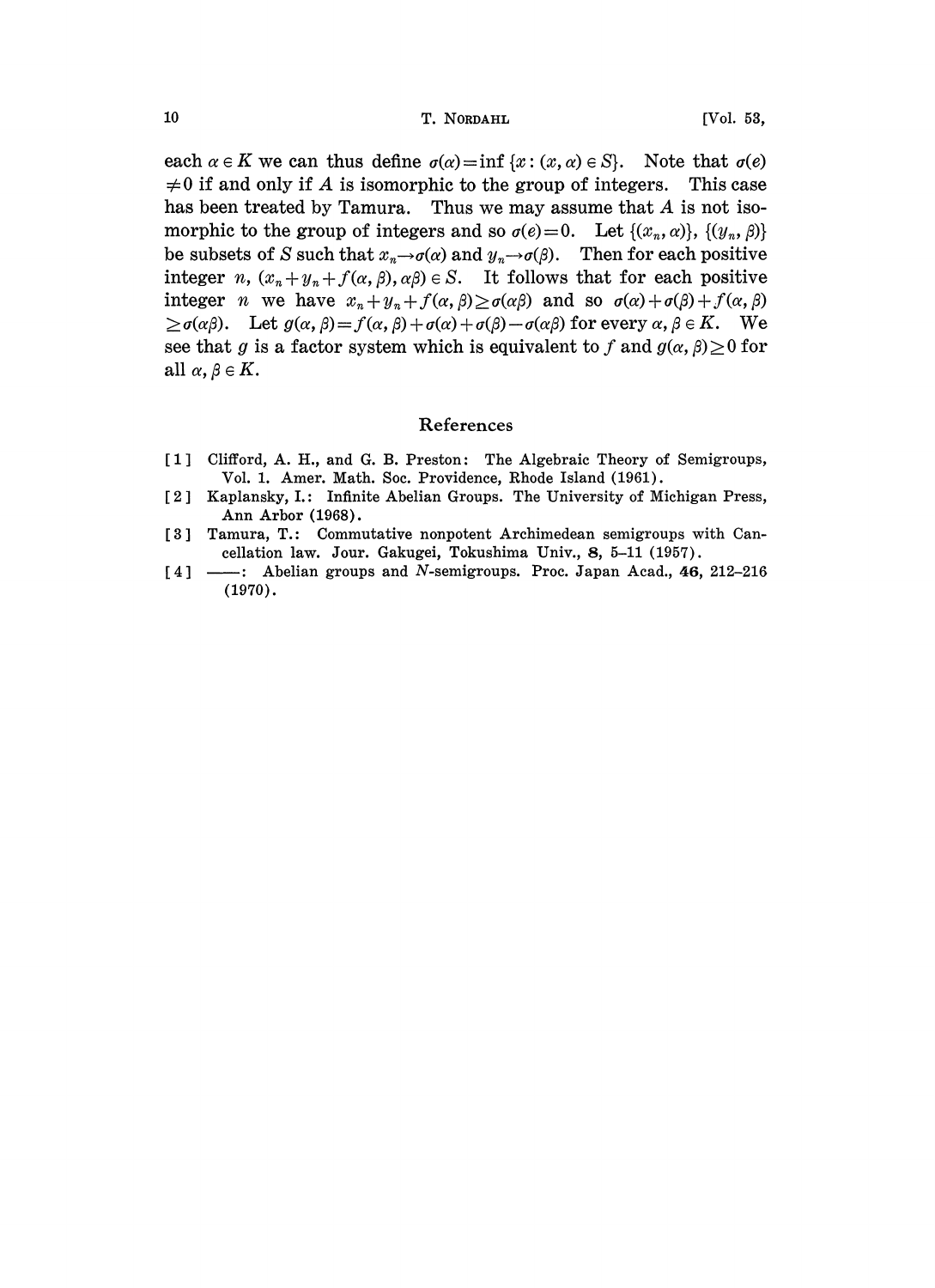each $\alpha \in K$ we can thus define $\sigma(\alpha)=\inf\{x:(x,\alpha)\in S\}$. Note that $\sigma(e)\neq 0$ if and only if $A$ is isomorphic to the group of integers. This case has been treated by Tamura. Thus we may assume that $A$ is not isomorphic to the group of integers and so $\sigma(e)=0$. Let $\{(x_n,\alpha)\}$, $\{(y_n,\beta)\}$ be subsets of $S$ such that $x_n\to\sigma(\alpha)$ and $y_n\to\sigma(\beta)$. Then for each positive integer $n$, $(x_n+y_n+f(\alpha,\beta),\alpha\beta)\in S$. It follows that for each positive integer $n$ we have $x_n+y_n+f(\alpha,\beta)\geq\sigma(\alpha\beta)$ and so $\sigma(\alpha)+\sigma(\beta)+f(\alpha,\beta)\geq\sigma(\alpha\beta)$. Let $g(\alpha,\beta)=f(\alpha,\beta)+\sigma(\alpha)+\sigma(\beta)-\sigma(\alpha\beta)$ for every $\alpha,\beta\in K$. We see that $g$ is a factor system which is equivalent to $f$ and $g(\alpha,\beta)\geq 0$ for all $\alpha,\beta\in K$.

## References

[1] Clifford, A. H., and G. B. Preston: The Algebraic Theory of Semigroups, Vol. 1. Amer. Math. Soc. Providence, Rhode Island (1961).

[2] Kaplansky, I.: Infinite Abelian Groups. The University of Michigan Press, Ann Arbor (1968).

[3] Tamura, T.: Commutative nonpotent Archimedean semigroups with Cancellation law. Jour. Gakugei, Tokushima Univ., **8**, 5–11 (1957).

[4] ——: Abelian groups and $N$-semigroups. Proc. Japan Acad., **46**, 212–216 (1970).